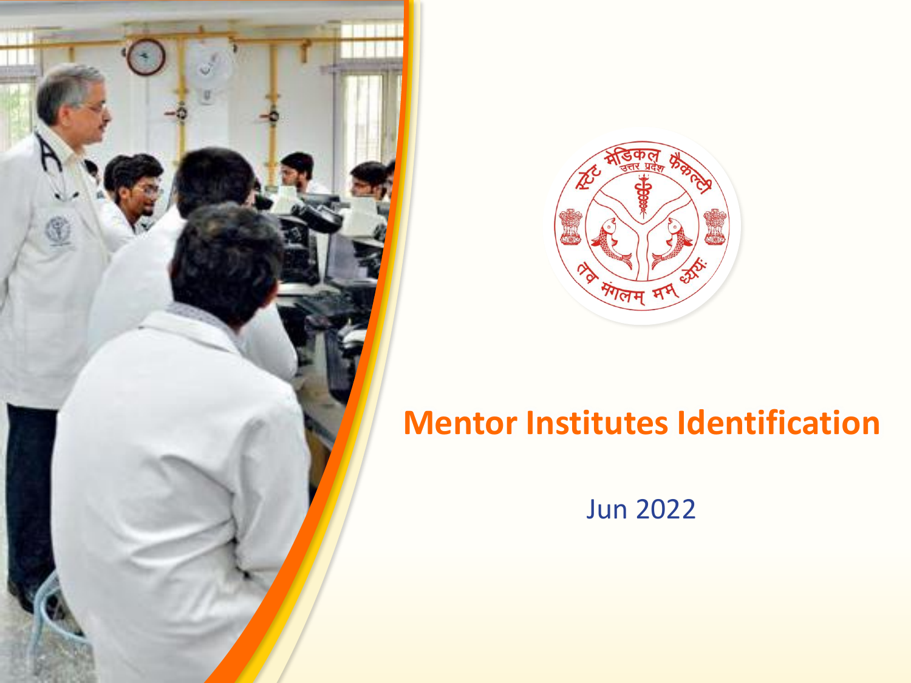# Mentor Institutes Identification

Jun 2022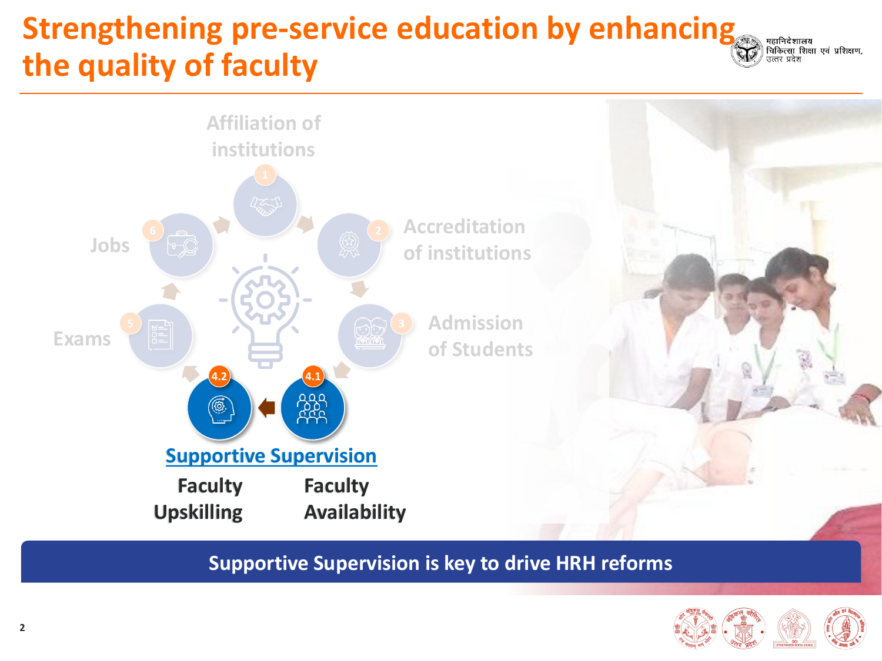# Strengthening pre-service education by enhancing the quality of faculty

महानिदेशालय
चिकित्सा शिक्षा एवं प्रशिक्षण,
उत्तर प्रदेश

1. Affiliation of institutions
2. Accreditation of institutions
3. Admission of Students
4.1 Faculty Availability
4.2 Faculty Upskilling
5. Exams
6. Jobs

**Supportive Supervision**

**Faculty Upskilling** | **Faculty Availability**

**Supportive Supervision is key to drive HRH reforms**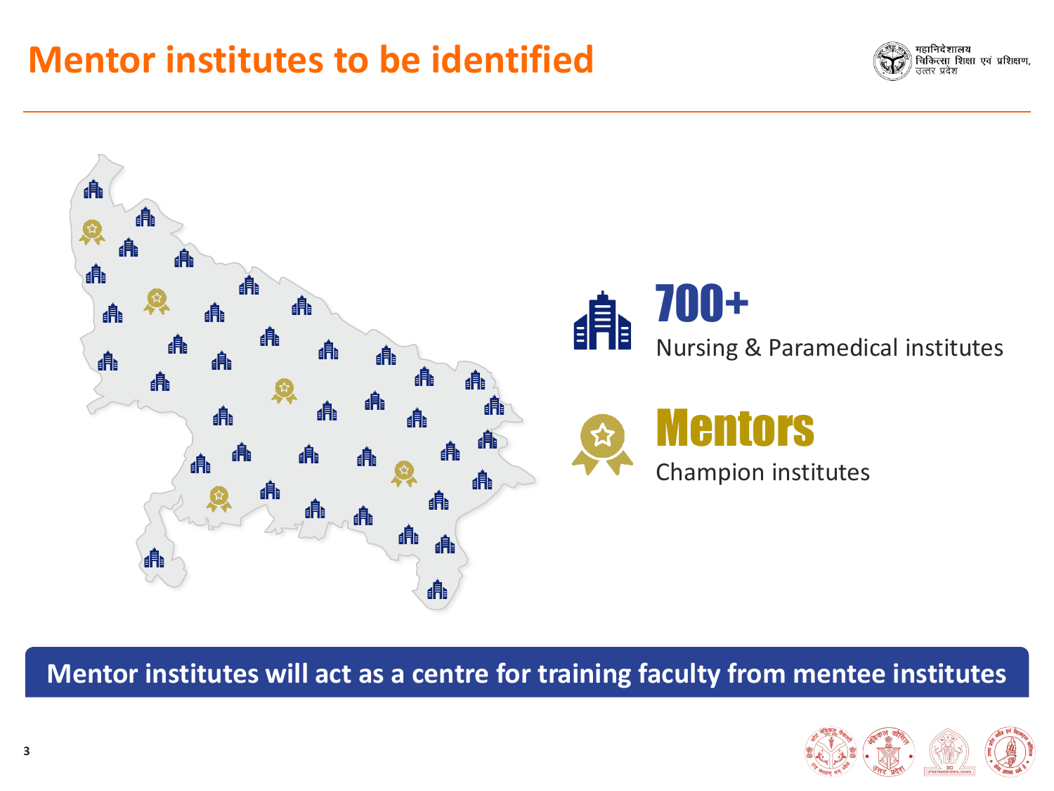# Mentor institutes to be identified

**700+**
Nursing & Paramedical institutes

**Mentors**
Champion institutes

**Mentor institutes will act as a centre for training faculty from mentee institutes**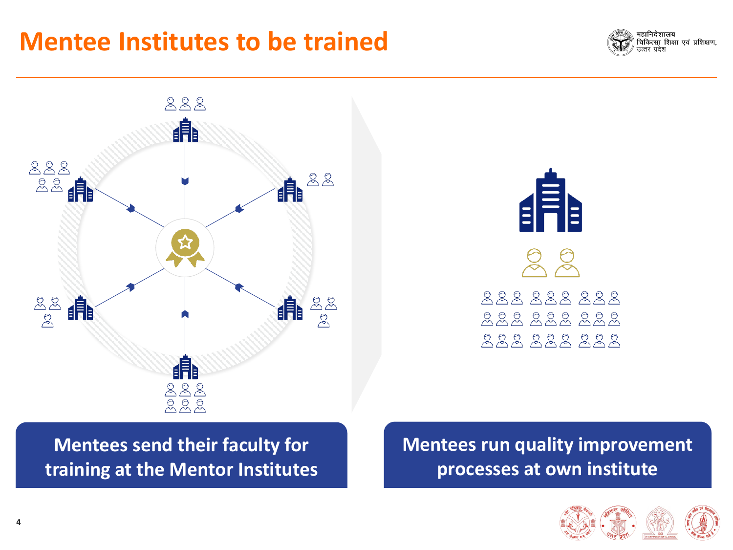# Mentee Institutes to be trained

**Mentees send their faculty for training at the Mentor Institutes**

**Mentees run quality improvement processes at own institute**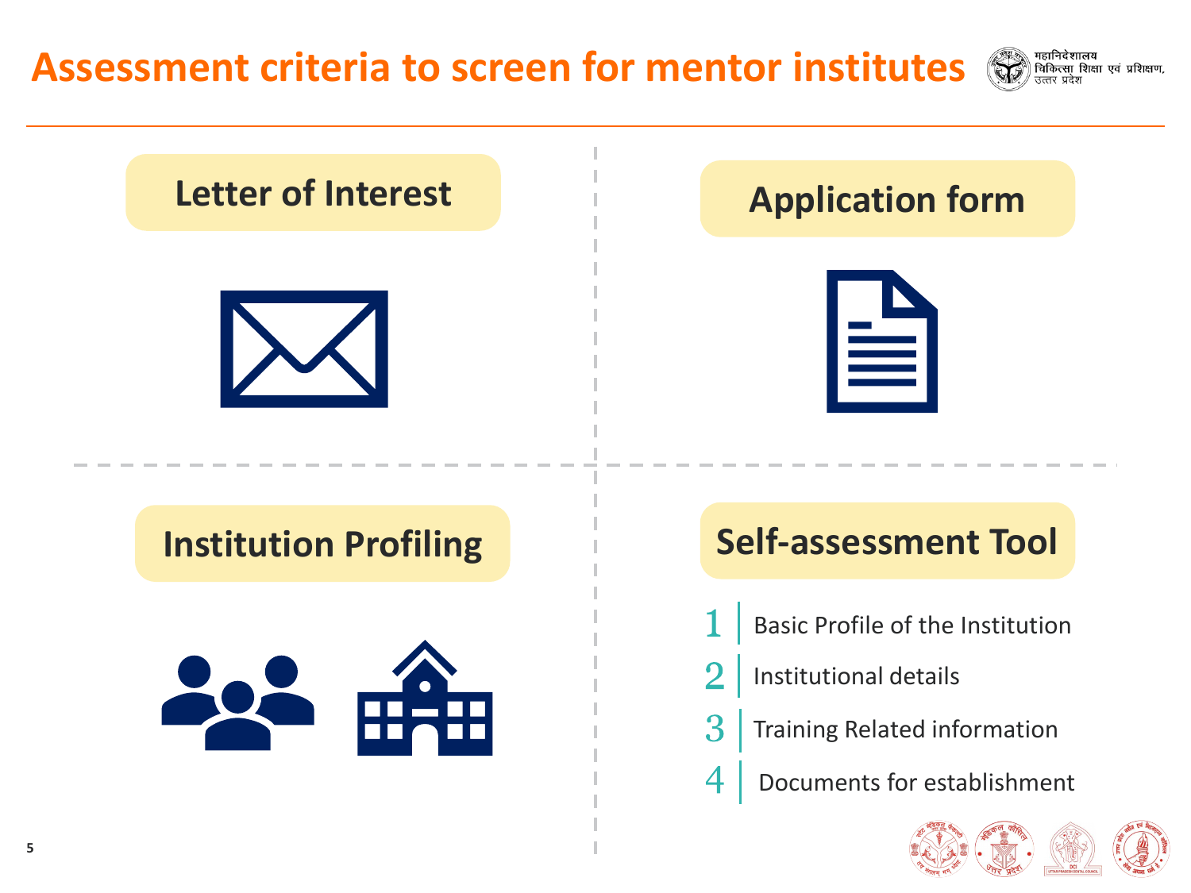# Assessment criteria to screen for mentor institutes

महानिदेशालय
चिकित्सा शिक्षा एवं प्रशिक्षण,
उत्तर प्रदेश

## Letter of Interest

## Application form

## Institution Profiling

## Self-assessment Tool

1. Basic Profile of the Institution
2. Institutional details
3. Training Related information
4. Documents for establishment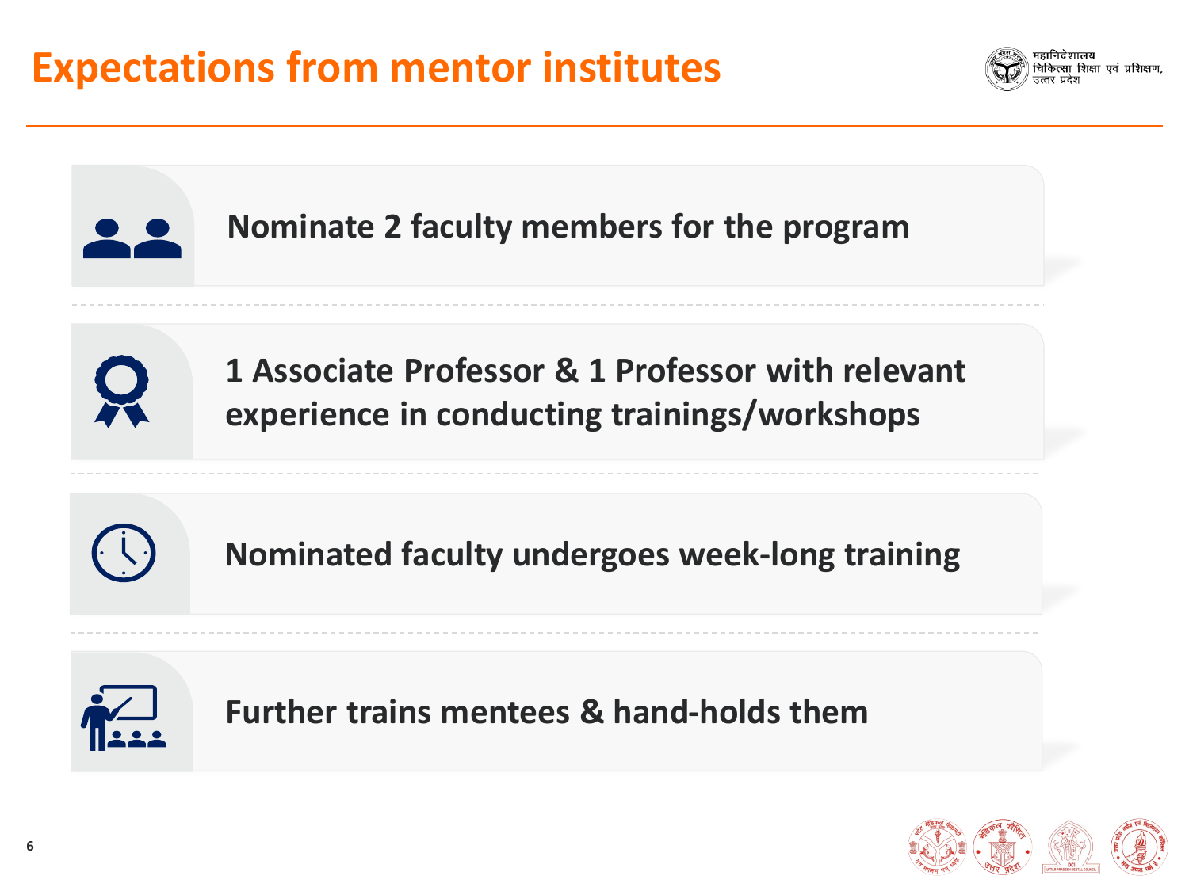# Expectations from mentor institutes

- Nominate 2 faculty members for the program
- 1 Associate Professor & 1 Professor with relevant experience in conducting trainings/workshops
- Nominated faculty undergoes week-long training
- Further trains mentees & hand-holds them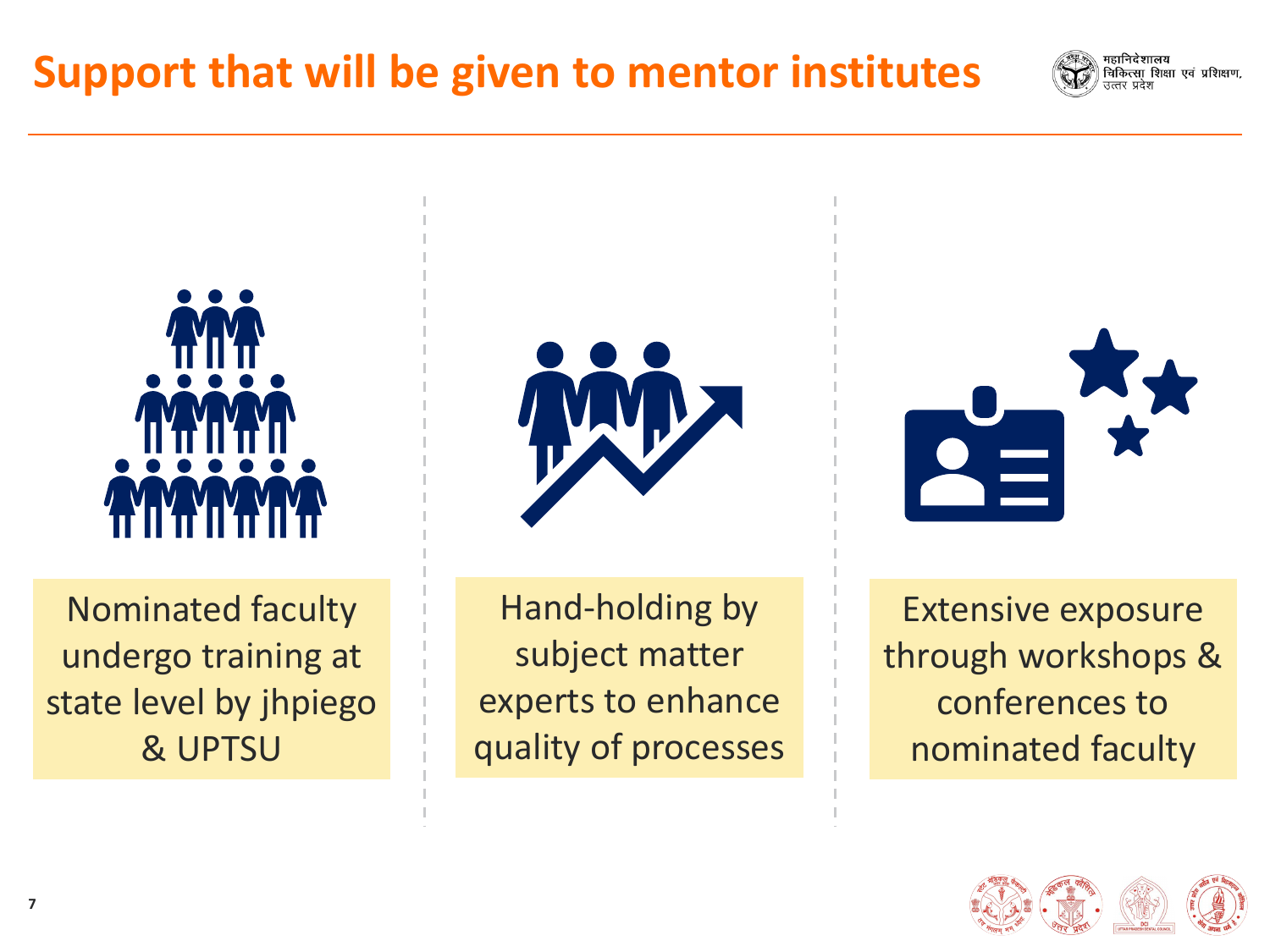# Support that will be given to mentor institutes

Nominated faculty undergo training at state level by jhpiego & UPTSU

Hand-holding by subject matter experts to enhance quality of processes

Extensive exposure through workshops & conferences to nominated faculty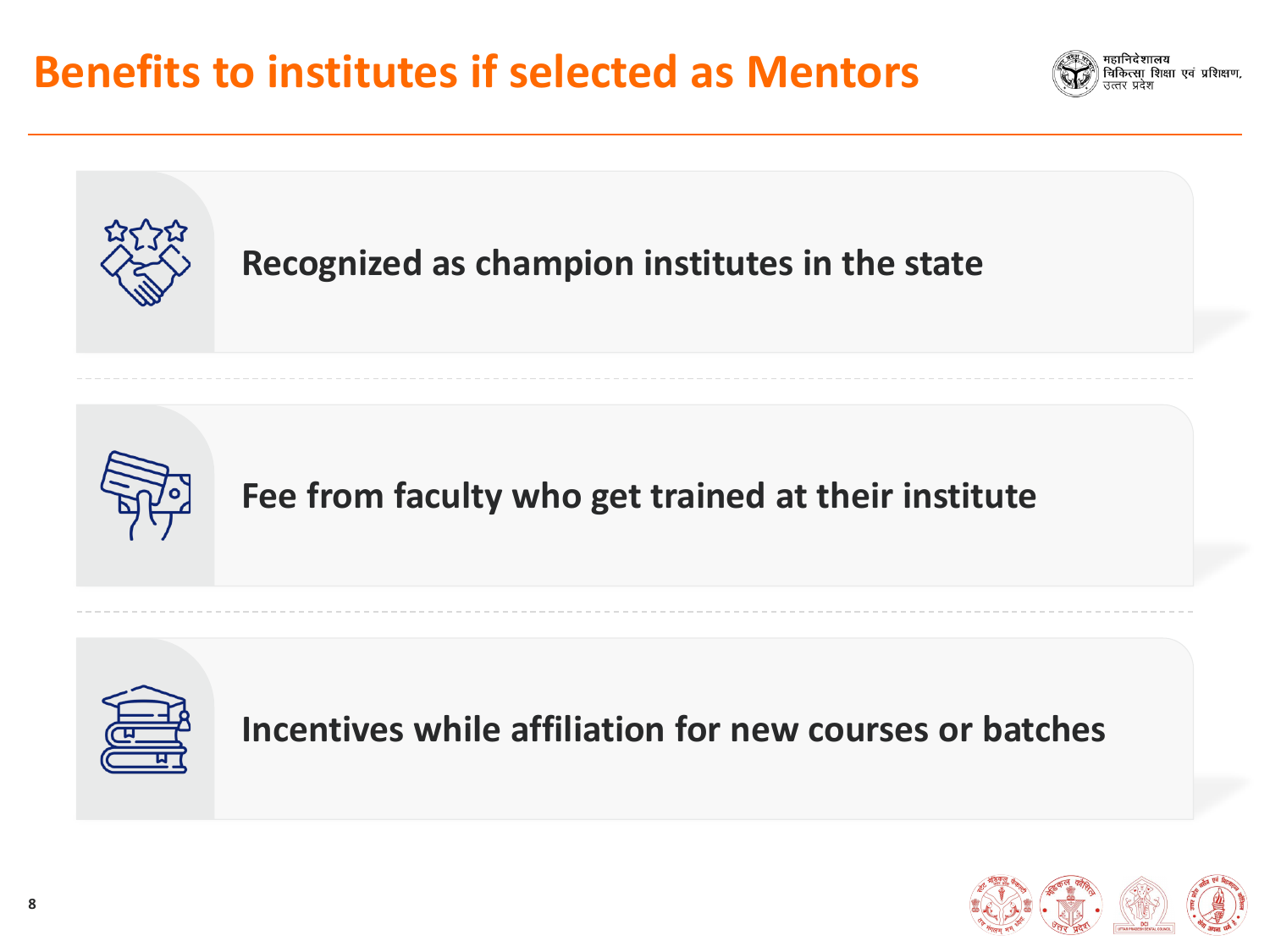# Benefits to institutes if selected as Mentors

महानिदेशालय
चिकित्सा शिक्षा एवं प्रशिक्षण,
उत्तर प्रदेश

- Recognized as champion institutes in the state
- Fee from faculty who get trained at their institute
- Incentives while affiliation for new courses or batches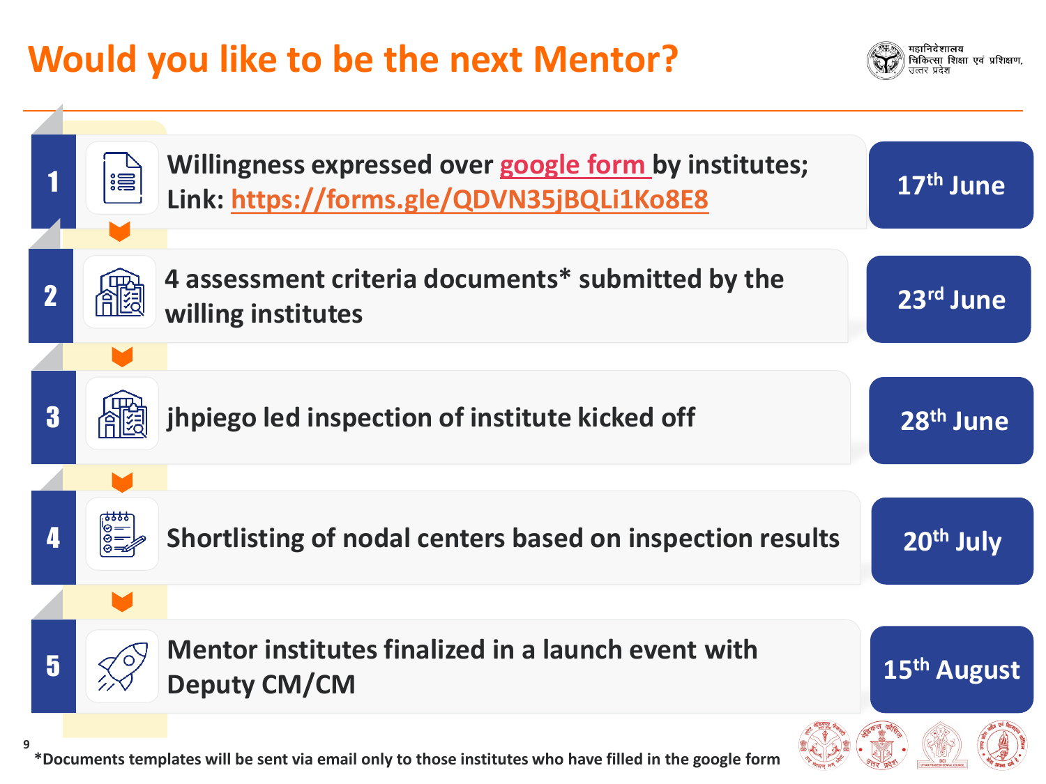# Would you like to be the next Mentor?

महानिदेशालय
चिकित्सा शिक्षा एवं प्रशिक्षण,
उत्तर प्रदेश

| Step | Activity | Date |
| --- | --- | --- |
| 1 | Willingness expressed over google form by institutes; Link: https://forms.gle/QDVN35jBQLi1Ko8E8 | 17th June |
| 2 | 4 assessment criteria documents* submitted by the willing institutes | 23rd June |
| 3 | jhpiego led inspection of institute kicked off | 28th June |
| 4 | Shortlisting of nodal centers based on inspection results | 20th July |
| 5 | Mentor institutes finalized in a launch event with Deputy CM/CM | 15th August |

*Documents templates will be sent via email only to those institutes who have filled in the google form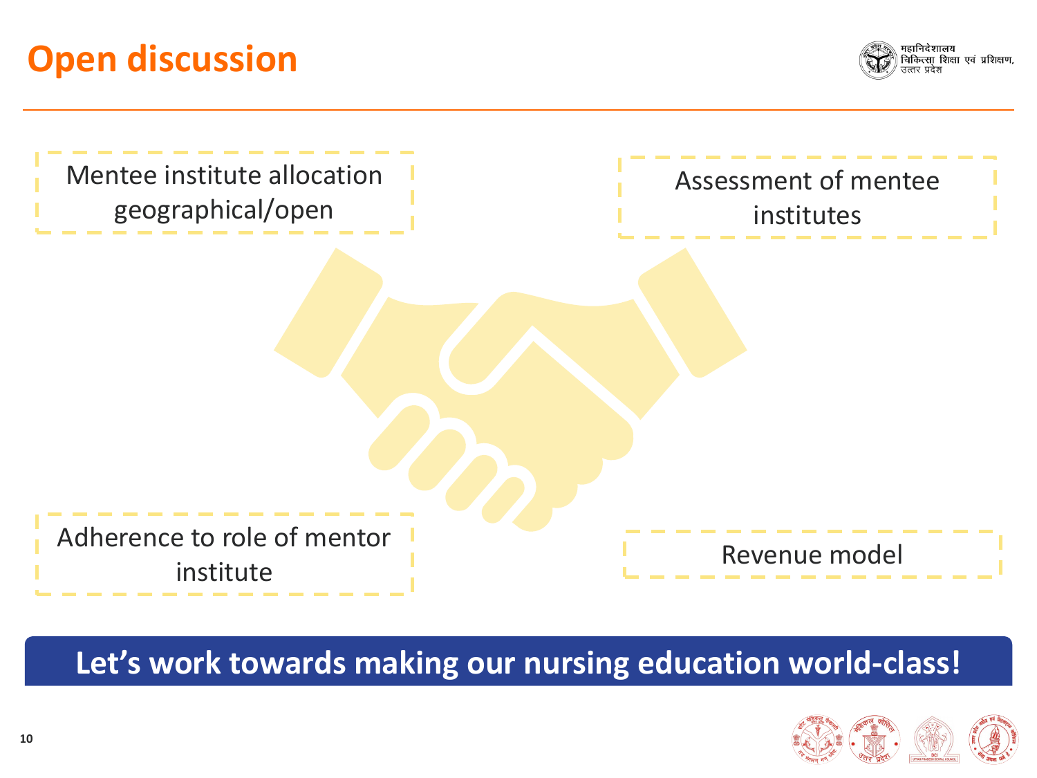# Open discussion

Mentee institute allocation geographical/open

Assessment of mentee institutes

Adherence to role of mentor institute

Revenue model

**Let's work towards making our nursing education world-class!**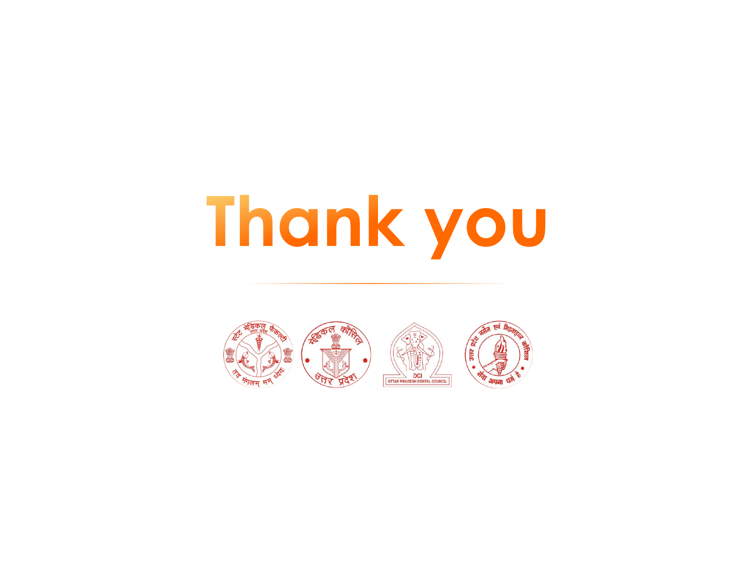# Thank you